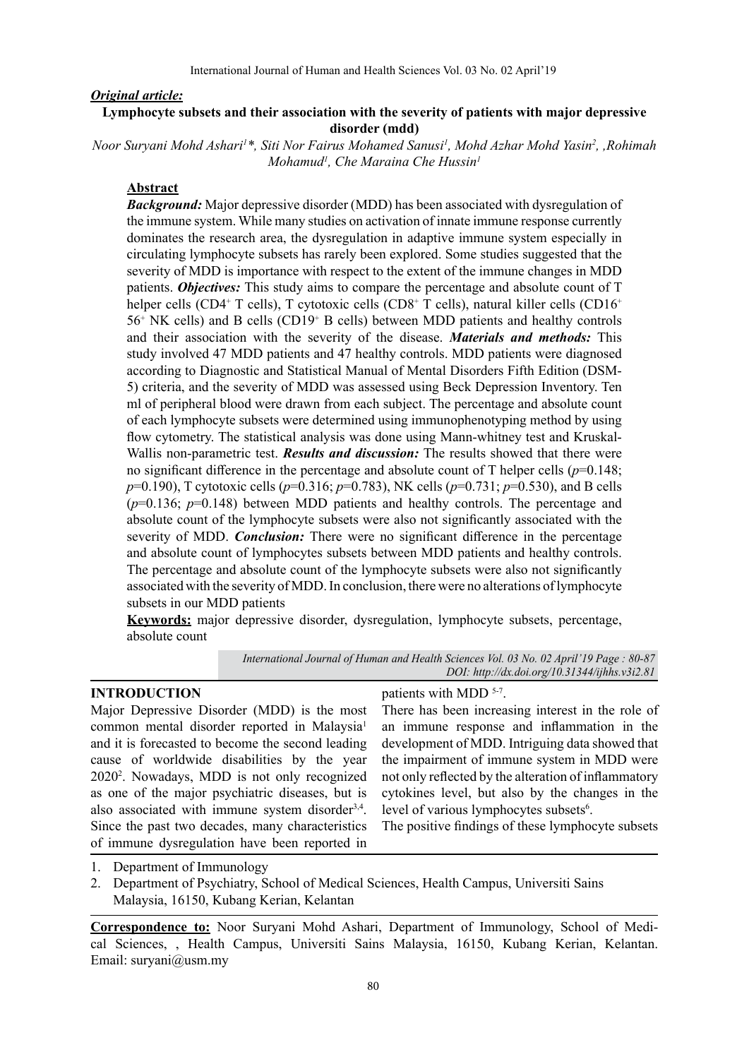***Original article:***

**Lymphocyte subsets and their association with the severity of patients with major depressive disorder (mdd)**

*Noor Suryani Mohd Ashari[1]\*, Siti Nor Fairus Mohamed Sanusi[1], Mohd Azhar Mohd Yasin[2], ,Rohimah Mohamud[1], Che Maraina Che Hussin[1]*

## Abstract

***Background:*** Major depressive disorder (MDD) has been associated with dysregulation of the immune system. While many studies on activation of innate immune response currently dominates the research area, the dysregulation in adaptive immune system especially in circulating lymphocyte subsets has rarely been explored. Some studies suggested that the severity of MDD is importance with respect to the extent of the immune changes in MDD patients. ***Objectives:*** This study aims to compare the percentage and absolute count of T helper cells ($CD4^+$ T cells), T cytotoxic cells ($CD8^+$ T cells), natural killer cells ($CD16^+$ $56^+$ NK cells) and B cells ($CD19^+$ B cells) between MDD patients and healthy controls and their association with the severity of the disease. ***Materials and methods:*** This study involved 47 MDD patients and 47 healthy controls. MDD patients were diagnosed according to Diagnostic and Statistical Manual of Mental Disorders Fifth Edition (DSM-5) criteria, and the severity of MDD was assessed using Beck Depression Inventory. Ten ml of peripheral blood were drawn from each subject. The percentage and absolute count of each lymphocyte subsets were determined using immunophenotyping method by using flow cytometry. The statistical analysis was done using Mann-whitney test and Kruskal-Wallis non-parametric test. ***Results and discussion:*** The results showed that there were no significant difference in the percentage and absolute count of T helper cells ($p$=0.148; $p$=0.190), T cytotoxic cells ($p$=0.316; $p$=0.783), NK cells ($p$=0.731; $p$=0.530), and B cells ($p$=0.136; $p$=0.148) between MDD patients and healthy controls. The percentage and absolute count of the lymphocyte subsets were also not significantly associated with the severity of MDD. ***Conclusion:*** There were no significant difference in the percentage and absolute count of lymphocytes subsets between MDD patients and healthy controls. The percentage and absolute count of the lymphocyte subsets were also not significantly associated with the severity of MDD. In conclusion, there were no alterations of lymphocyte subsets in our MDD patients

**Keywords:** major depressive disorder, dysregulation, lymphocyte subsets, percentage, absolute count

*DOI: http://dx.doi.org/10.31344/ijhhs.v3i2.81*

## INTRODUCTION

Major Depressive Disorder (MDD) is the most common mental disorder reported in Malaysia[1] and it is forecasted to become the second leading cause of worldwide disabilities by the year 2020[2]. Nowadays, MDD is not only recognized as one of the major psychiatric diseases, but is also associated with immune system disorder[3,4]. Since the past two decades, many characteristics of immune dysregulation have been reported in patients with MDD [5-7].

There has been increasing interest in the role of an immune response and inflammation in the development of MDD. Intriguing data showed that the impairment of immune system in MDD were not only reflected by the alteration of inflammatory cytokines level, but also by the changes in the level of various lymphocytes subsets[6].

The positive findings of these lymphocyte subsets

1. Department of Immunology
2. Department of Psychiatry, School of Medical Sciences, Health Campus, Universiti Sains Malaysia, 16150, Kubang Kerian, Kelantan

**Correspondence to:** Noor Suryani Mohd Ashari, Department of Immunology, School of Medical Sciences, , Health Campus, Universiti Sains Malaysia, 16150, Kubang Kerian, Kelantan. Email: suryani@usm.my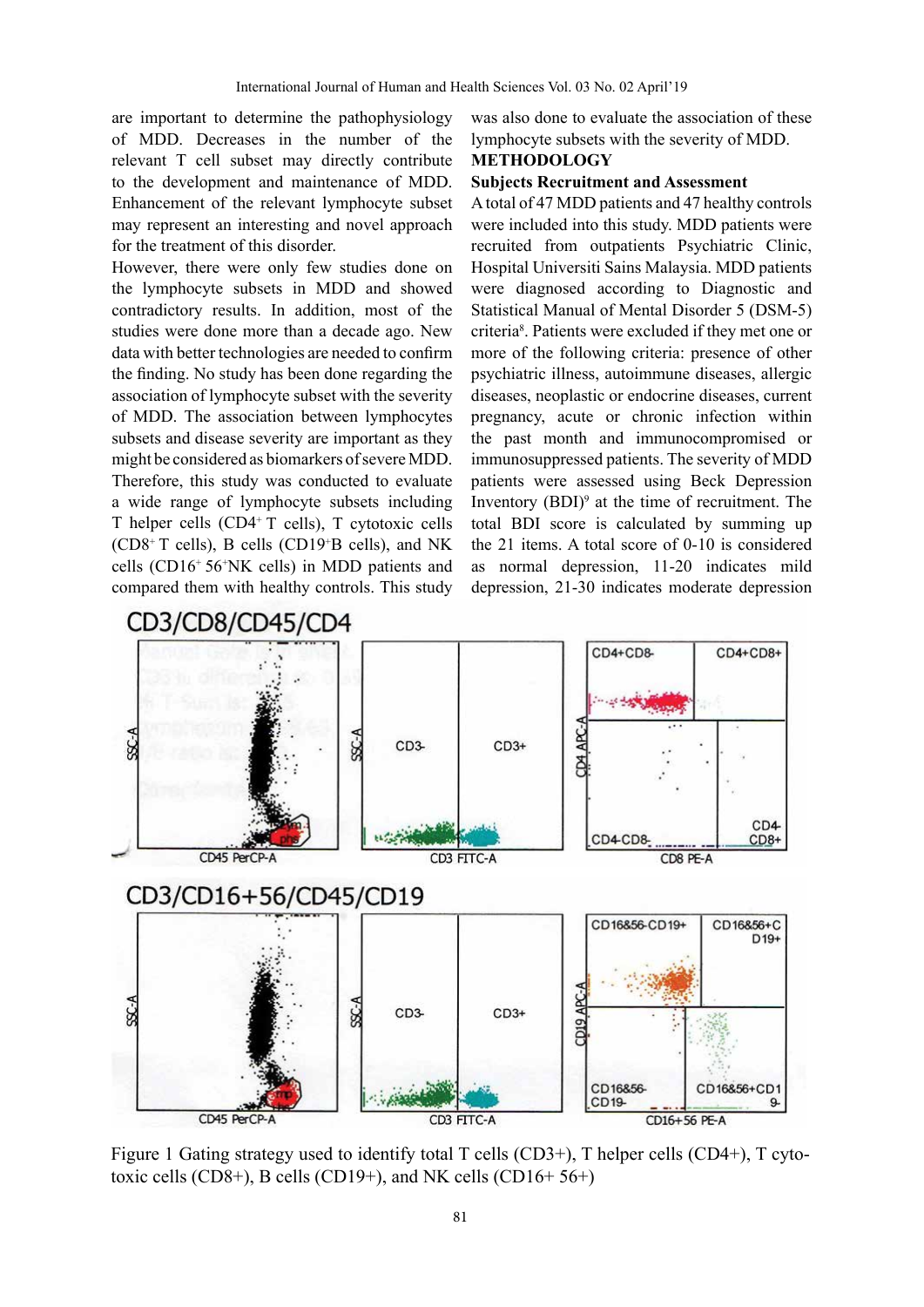are important to determine the pathophysiology of MDD. Decreases in the number of the relevant T cell subset may directly contribute to the development and maintenance of MDD. Enhancement of the relevant lymphocyte subset may represent an interesting and novel approach for the treatment of this disorder.

However, there were only few studies done on the lymphocyte subsets in MDD and showed contradictory results. In addition, most of the studies were done more than a decade ago. New data with better technologies are needed to confirm the finding. No study has been done regarding the association of lymphocyte subset with the severity of MDD. The association between lymphocytes subsets and disease severity are important as they might be considered as biomarkers of severe MDD. Therefore, this study was conducted to evaluate a wide range of lymphocyte subsets including T helper cells (CD4$^+$ T cells), T cytotoxic cells (CD8$^+$ T cells), B cells (CD19$^+$B cells), and NK cells (CD16$^+$ 56$^+$NK cells) in MDD patients and compared them with healthy controls. This study was also done to evaluate the association of these lymphocyte subsets with the severity of MDD.

## METHODOLOGY

### Subjects Recruitment and Assessment

A total of 47 MDD patients and 47 healthy controls were included into this study. MDD patients were recruited from outpatients Psychiatric Clinic, Hospital Universiti Sains Malaysia. MDD patients were diagnosed according to Diagnostic and Statistical Manual of Mental Disorder 5 (DSM-5) criteria[8]. Patients were excluded if they met one or more of the following criteria: presence of other psychiatric illness, autoimmune diseases, allergic diseases, neoplastic or endocrine diseases, current pregnancy, acute or chronic infection within the past month and immunocompromised or immunosuppressed patients. The severity of MDD patients were assessed using Beck Depression Inventory (BDI)[9] at the time of recruitment. The total BDI score is calculated by summing up the 21 items. A total score of 0-10 is considered as normal depression, 11-20 indicates mild depression, 21-30 indicates moderate depression

Figure 1 Gating strategy used to identify total T cells (CD3+), T helper cells (CD4+), T cytotoxic cells (CD8+), B cells (CD19+), and NK cells (CD16+ 56+)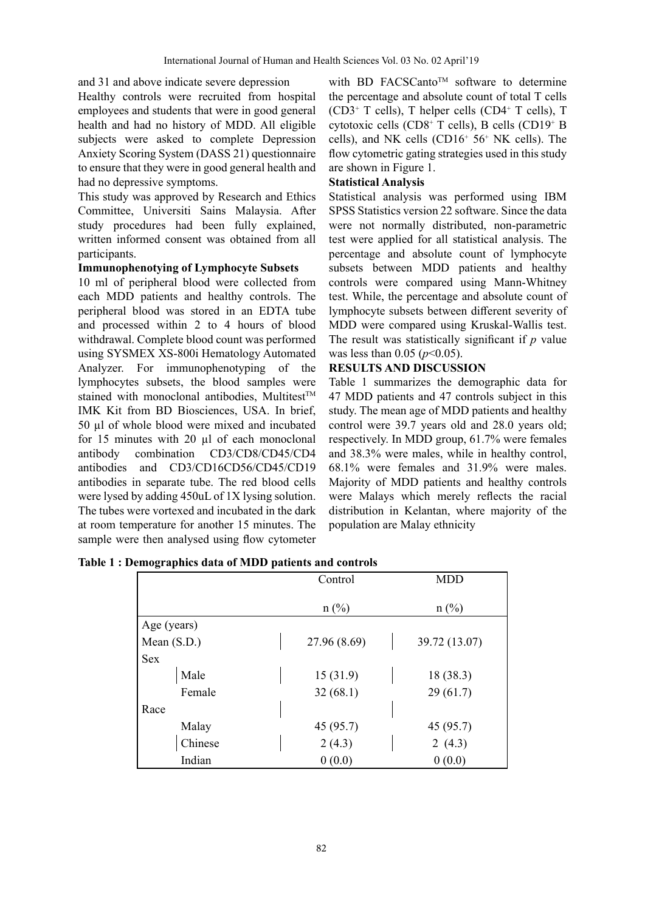and 31 and above indicate severe depression

Healthy controls were recruited from hospital employees and students that were in good general health and had no history of MDD. All eligible subjects were asked to complete Depression Anxiety Scoring System (DASS 21) questionnaire to ensure that they were in good general health and had no depressive symptoms.

This study was approved by Research and Ethics Committee, Universiti Sains Malaysia. After study procedures had been fully explained, written informed consent was obtained from all participants.

**Immunophenotying of Lymphocyte Subsets**

10 ml of peripheral blood were collected from each MDD patients and healthy controls. The peripheral blood was stored in an EDTA tube and processed within 2 to 4 hours of blood withdrawal. Complete blood count was performed using SYSMEX XS-800i Hematology Automated Analyzer. For immunophenotyping of the lymphocytes subsets, the blood samples were stained with monoclonal antibodies, Multitest™ IMK Kit from BD Biosciences, USA. In brief, 50 µl of whole blood were mixed and incubated for 15 minutes with 20 µl of each monoclonal antibody combination CD3/CD8/CD45/CD4 antibodies and CD3/CD16CD56/CD45/CD19 antibodies in separate tube. The red blood cells were lysed by adding 450uL of 1X lysing solution. The tubes were vortexed and incubated in the dark at room temperature for another 15 minutes. The sample were then analysed using flow cytometer with BD FACSCanto™ software to determine the percentage and absolute count of total T cells ($CD3^+$ T cells), T helper cells ($CD4^+$ T cells), T cytotoxic cells ($CD8^+$ T cells), B cells ($CD19^+$ B cells), and NK cells ($CD16^+$ $56^+$ NK cells). The flow cytometric gating strategies used in this study are shown in Figure 1.

**Statistical Analysis**

Statistical analysis was performed using IBM SPSS Statistics version 22 software. Since the data were not normally distributed, non-parametric test were applied for all statistical analysis. The percentage and absolute count of lymphocyte subsets between MDD patients and healthy controls were compared using Mann-Whitney test. While, the percentage and absolute count of lymphocyte subsets between different severity of MDD were compared using Kruskal-Wallis test. The result was statistically significant if *p* value was less than 0.05 ($p<0.05$).

**RESULTS AND DISCUSSION**

Table 1 summarizes the demographic data for 47 MDD patients and 47 controls subject in this study. The mean age of MDD patients and healthy control were 39.7 years old and 28.0 years old; respectively. In MDD group, 61.7% were females and 38.3% were males, while in healthy control, 68.1% were females and 31.9% were males. Majority of MDD patients and healthy controls were Malays which merely reflects the racial distribution in Kelantan, where majority of the population are Malay ethnicity

**Table 1 : Demographics data of MDD patients and controls**

| | Control | MDD |
|---|---|---|
| | n (%) | n (%) |
| Age (years) | | |
| Mean (S.D.) | 27.96 (8.69) | 39.72 (13.07) |
| Sex | | |
| Male | 15 (31.9) | 18 (38.3) |
| Female | 32 (68.1) | 29 (61.7) |
| Race | | |
| Malay | 45 (95.7) | 45 (95.7) |
| Chinese | 2 (4.3) | 2 (4.3) |
| Indian | 0 (0.0) | 0 (0.0) |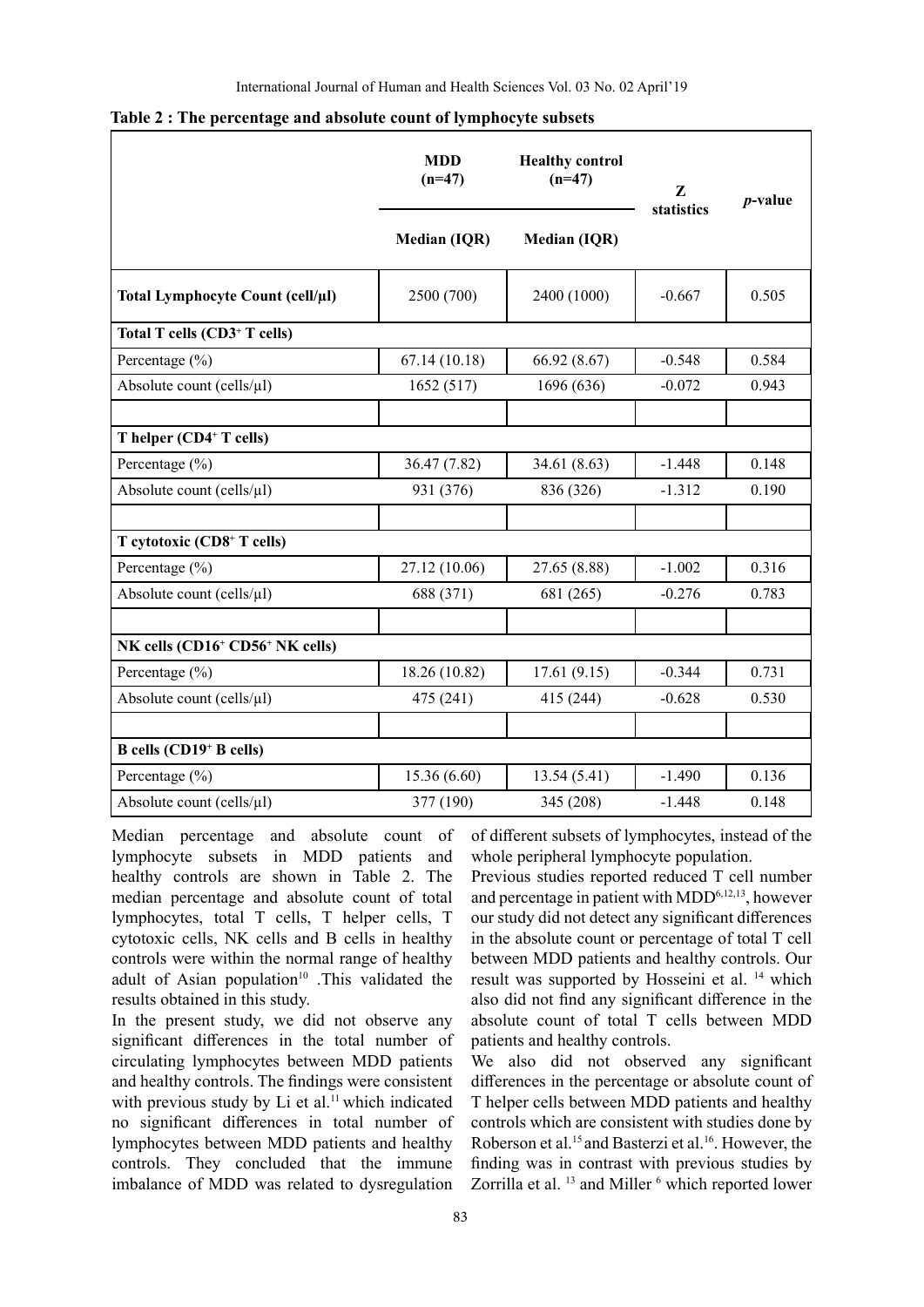**Table 2 : The percentage and absolute count of lymphocyte subsets**

| | MDD (n=47) | Healthy control (n=47) | Z statistics | *p*-value |
|---|---|---|---|---|
| | Median (IQR) | Median (IQR) | | |
| **Total Lymphocyte Count (cell/µl)** | 2500 (700) | 2400 (1000) | -0.667 | 0.505 |
| **Total T cells ($CD3^+$ T cells)** | | | | |
| Percentage (%) | 67.14 (10.18) | 66.92 (8.67) | -0.548 | 0.584 |
| Absolute count (cells/µl) | 1652 (517) | 1696 (636) | -0.072 | 0.943 |
| | | | | |
| **T helper ($CD4^+$ T cells)** | | | | |
| Percentage (%) | 36.47 (7.82) | 34.61 (8.63) | -1.448 | 0.148 |
| Absolute count (cells/µl) | 931 (376) | 836 (326) | -1.312 | 0.190 |
| | | | | |
| **T cytotoxic ($CD8^+$ T cells)** | | | | |
| Percentage (%) | 27.12 (10.06) | 27.65 (8.88) | -1.002 | 0.316 |
| Absolute count (cells/µl) | 688 (371) | 681 (265) | -0.276 | 0.783 |
| | | | | |
| **NK cells ($CD16^+$ $CD56^+$ NK cells)** | | | | |
| Percentage (%) | 18.26 (10.82) | 17.61 (9.15) | -0.344 | 0.731 |
| Absolute count (cells/µl) | 475 (241) | 415 (244) | -0.628 | 0.530 |
| | | | | |
| **B cells ($CD19^+$ B cells)** | | | | |
| Percentage (%) | 15.36 (6.60) | 13.54 (5.41) | -1.490 | 0.136 |
| Absolute count (cells/µl) | 377 (190) | 345 (208) | -1.448 | 0.148 |

Median percentage and absolute count of lymphocyte subsets in MDD patients and healthy controls are shown in Table 2. The median percentage and absolute count of total lymphocytes, total T cells, T helper cells, T cytotoxic cells, NK cells and B cells in healthy controls were within the normal range of healthy adult of Asian population[10] .This validated the results obtained in this study.

In the present study, we did not observe any significant differences in the total number of circulating lymphocytes between MDD patients and healthy controls. The findings were consistent with previous study by Li et al.[11] which indicated no significant differences in total number of lymphocytes between MDD patients and healthy controls. They concluded that the immune imbalance of MDD was related to dysregulation of different subsets of lymphocytes, instead of the whole peripheral lymphocyte population.

Previous studies reported reduced T cell number and percentage in patient with MDD[6,12,13], however our study did not detect any significant differences in the absolute count or percentage of total T cell between MDD patients and healthy controls. Our result was supported by Hosseini et al. [14] which also did not find any significant difference in the absolute count of total T cells between MDD patients and healthy controls.

We also did not observed any significant differences in the percentage or absolute count of T helper cells between MDD patients and healthy controls which are consistent with studies done by Roberson et al.[15] and Basterzi et al.[16]. However, the finding was in contrast with previous studies by Zorrilla et al. [13] and Miller [6] which reported lower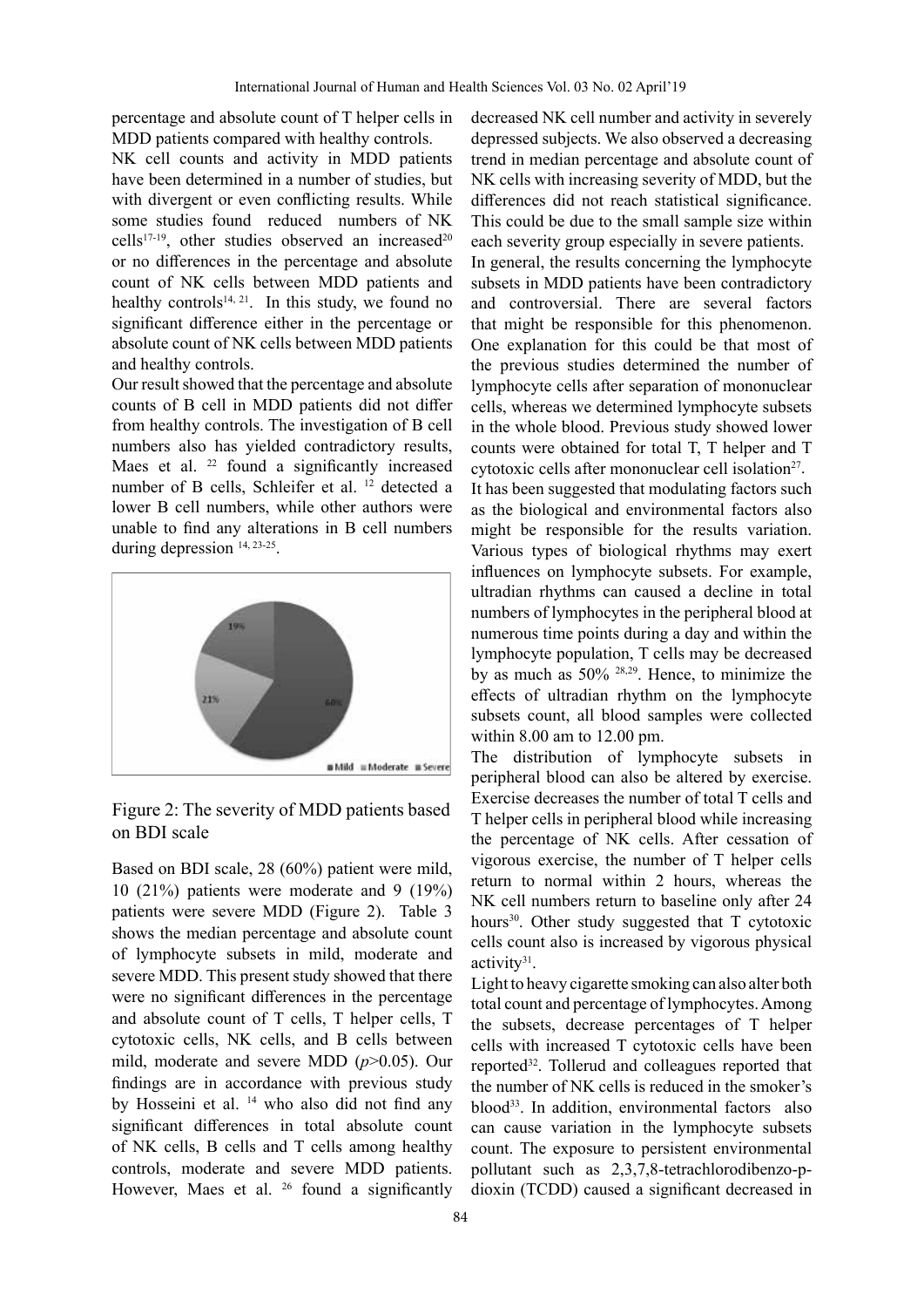percentage and absolute count of T helper cells in MDD patients compared with healthy controls.

NK cell counts and activity in MDD patients have been determined in a number of studies, but with divergent or even conflicting results. While some studies found reduced numbers of NK cells[17-19], other studies observed an increased[20] or no differences in the percentage and absolute count of NK cells between MDD patients and healthy controls[14, 21]. In this study, we found no significant difference either in the percentage or absolute count of NK cells between MDD patients and healthy controls.

Our result showed that the percentage and absolute counts of B cell in MDD patients did not differ from healthy controls. The investigation of B cell numbers also has yielded contradictory results, Maes et al. [22] found a significantly increased number of B cells, Schleifer et al. [12] detected a lower B cell numbers, while other authors were unable to find any alterations in B cell numbers during depression [14, 23-25].

Figure 2: The severity of MDD patients based on BDI scale

Based on BDI scale, 28 (60%) patient were mild, 10 (21%) patients were moderate and 9 (19%) patients were severe MDD (Figure 2). Table 3 shows the median percentage and absolute count of lymphocyte subsets in mild, moderate and severe MDD. This present study showed that there were no significant differences in the percentage and absolute count of T cells, T helper cells, T cytotoxic cells, NK cells, and B cells between mild, moderate and severe MDD ($p$>0.05). Our findings are in accordance with previous study by Hosseini et al. [14] who also did not find any significant differences in total absolute count of NK cells, B cells and T cells among healthy controls, moderate and severe MDD patients. However, Maes et al. [26] found a significantly decreased NK cell number and activity in severely depressed subjects. We also observed a decreasing trend in median percentage and absolute count of NK cells with increasing severity of MDD, but the differences did not reach statistical significance. This could be due to the small sample size within each severity group especially in severe patients.

In general, the results concerning the lymphocyte subsets in MDD patients have been contradictory and controversial. There are several factors that might be responsible for this phenomenon. One explanation for this could be that most of the previous studies determined the number of lymphocyte cells after separation of mononuclear cells, whereas we determined lymphocyte subsets in the whole blood. Previous study showed lower counts were obtained for total T, T helper and T cytotoxic cells after mononuclear cell isolation[27].

It has been suggested that modulating factors such as the biological and environmental factors also might be responsible for the results variation. Various types of biological rhythms may exert influences on lymphocyte subsets. For example, ultradian rhythms can caused a decline in total numbers of lymphocytes in the peripheral blood at numerous time points during a day and within the lymphocyte population, T cells may be decreased by as much as 50% [28,29]. Hence, to minimize the effects of ultradian rhythm on the lymphocyte subsets count, all blood samples were collected within 8.00 am to 12.00 pm.

The distribution of lymphocyte subsets in peripheral blood can also be altered by exercise. Exercise decreases the number of total T cells and T helper cells in peripheral blood while increasing the percentage of NK cells. After cessation of vigorous exercise, the number of T helper cells return to normal within 2 hours, whereas the NK cell numbers return to baseline only after 24 hours[30]. Other study suggested that T cytotoxic cells count also is increased by vigorous physical activity[31].

Light to heavy cigarette smoking can also alter both total count and percentage of lymphocytes. Among the subsets, decrease percentages of T helper cells with increased T cytotoxic cells have been reported[32]. Tollerud and colleagues reported that the number of NK cells is reduced in the smoker's blood[33]. In addition, environmental factors also can cause variation in the lymphocyte subsets count. The exposure to persistent environmental pollutant such as 2,3,7,8-tetrachlorodibenzo-p-dioxin (TCDD) caused a significant decreased in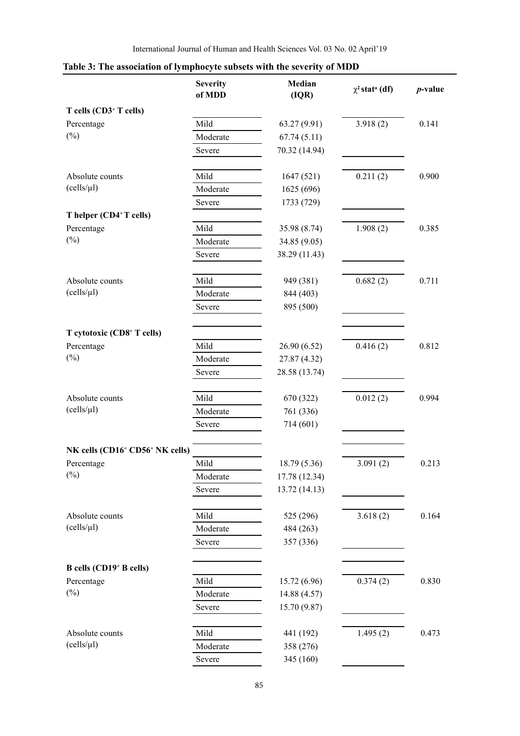**Table 3: The association of lymphocyte subsets with the severity of MDD**

| | Severity of MDD | Median (IQR) | $\chi^2$ stat[a] (df) | *p*-value |
|---|---|---|---|---|
| **T cells ($CD3^+$ T cells)** | | | | |
| Percentage (%) | Mild | 63.27 (9.91) | 3.918 (2) | 0.141 |
| | Moderate | 67.74 (5.11) | | |
| | Severe | 70.32 (14.94) | | |
| Absolute counts (cells/µl) | Mild | 1647 (521) | 0.211 (2) | 0.900 |
| | Moderate | 1625 (696) | | |
| | Severe | 1733 (729) | | |
| **T helper ($CD4^+$ T cells)** | | | | |
| Percentage (%) | Mild | 35.98 (8.74) | 1.908 (2) | 0.385 |
| | Moderate | 34.85 (9.05) | | |
| | Severe | 38.29 (11.43) | | |
| Absolute counts (cells/µl) | Mild | 949 (381) | 0.682 (2) | 0.711 |
| | Moderate | 844 (403) | | |
| | Severe | 895 (500) | | |
| **T cytotoxic ($CD8^+$ T cells)** | | | | |
| Percentage (%) | Mild | 26.90 (6.52) | 0.416 (2) | 0.812 |
| | Moderate | 27.87 (4.32) | | |
| | Severe | 28.58 (13.74) | | |
| Absolute counts (cells/µl) | Mild | 670 (322) | 0.012 (2) | 0.994 |
| | Moderate | 761 (336) | | |
| | Severe | 714 (601) | | |
| **NK cells ($CD16^+$ $CD56^+$ NK cells)** | | | | |
| Percentage (%) | Mild | 18.79 (5.36) | 3.091 (2) | 0.213 |
| | Moderate | 17.78 (12.34) | | |
| | Severe | 13.72 (14.13) | | |
| Absolute counts (cells/µl) | Mild | 525 (296) | 3.618 (2) | 0.164 |
| | Moderate | 484 (263) | | |
| | Severe | 357 (336) | | |
| **B cells ($CD19^+$ B cells)** | | | | |
| Percentage (%) | Mild | 15.72 (6.96) | 0.374 (2) | 0.830 |
| | Moderate | 14.88 (4.57) | | |
| | Severe | 15.70 (9.87) | | |
| Absolute counts (cells/µl) | Mild | 441 (192) | 1.495 (2) | 0.473 |
| | Moderate | 358 (276) | | |
| | Severe | 345 (160) | | |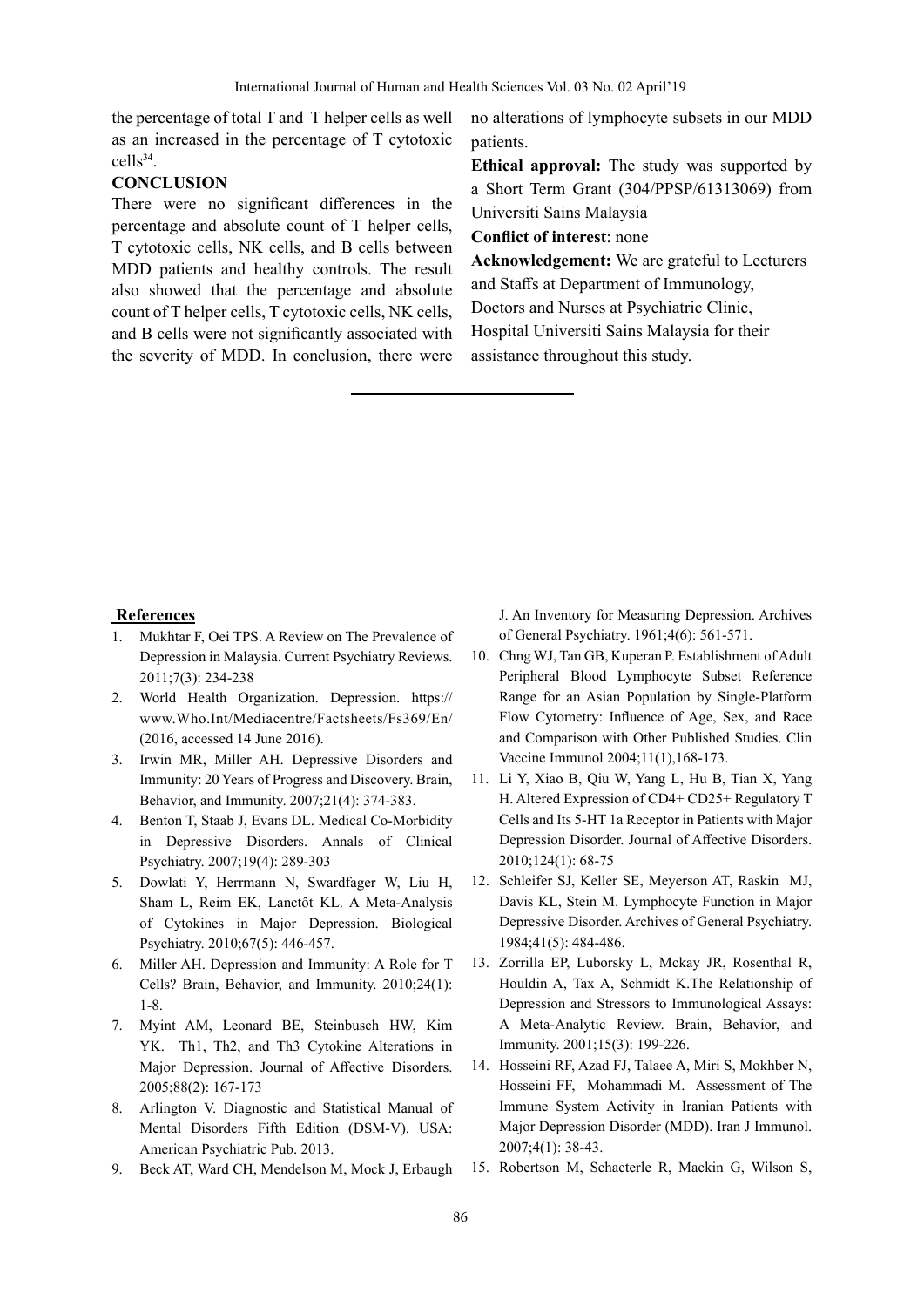the percentage of total T and T helper cells as well as an increased in the percentage of T cytotoxic cells[34].

## CONCLUSION

There were no significant differences in the percentage and absolute count of T helper cells, T cytotoxic cells, NK cells, and B cells between MDD patients and healthy controls. The result also showed that the percentage and absolute count of T helper cells, T cytotoxic cells, NK cells, and B cells were not significantly associated with the severity of MDD. In conclusion, there were no alterations of lymphocyte subsets in our MDD patients.

**Ethical approval:** The study was supported by a Short Term Grant (304/PPSP/61313069) from Universiti Sains Malaysia

**Conflict of interest**: none

**Acknowledgement:** We are grateful to Lecturers and Staffs at Department of Immunology, Doctors and Nurses at Psychiatric Clinic, Hospital Universiti Sains Malaysia for their assistance throughout this study.

## References

1. Mukhtar F, Oei TPS. A Review on The Prevalence of Depression in Malaysia. Current Psychiatry Reviews. 2011;7(3): 234-238
2. World Health Organization. Depression. https://www.Who.Int/Mediacentre/Factsheets/Fs369/En/ (2016, accessed 14 June 2016).
3. Irwin MR, Miller AH. Depressive Disorders and Immunity: 20 Years of Progress and Discovery. Brain, Behavior, and Immunity. 2007;21(4): 374-383.
4. Benton T, Staab J, Evans DL. Medical Co-Morbidity in Depressive Disorders. Annals of Clinical Psychiatry. 2007;19(4): 289-303
5. Dowlati Y, Herrmann N, Swardfager W, Liu H, Sham L, Reim EK, Lanctôt KL. A Meta-Analysis of Cytokines in Major Depression. Biological Psychiatry. 2010;67(5): 446-457.
6. Miller AH. Depression and Immunity: A Role for T Cells? Brain, Behavior, and Immunity. 2010;24(1): 1-8.
7. Myint AM, Leonard BE, Steinbusch HW, Kim YK. Th1, Th2, and Th3 Cytokine Alterations in Major Depression. Journal of Affective Disorders. 2005;88(2): 167-173
8. Arlington V. Diagnostic and Statistical Manual of Mental Disorders Fifth Edition (DSM-V). USA: American Psychiatric Pub. 2013.
9. Beck AT, Ward CH, Mendelson M, Mock J, Erbaugh J. An Inventory for Measuring Depression. Archives of General Psychiatry. 1961;4(6): 561-571.
10. Chng WJ, Tan GB, Kuperan P. Establishment of Adult Peripheral Blood Lymphocyte Subset Reference Range for an Asian Population by Single-Platform Flow Cytometry: Influence of Age, Sex, and Race and Comparison with Other Published Studies. Clin Vaccine Immunol 2004;11(1),168-173.
11. Li Y, Xiao B, Qiu W, Yang L, Hu B, Tian X, Yang H. Altered Expression of CD4+ CD25+ Regulatory T Cells and Its 5-HT 1a Receptor in Patients with Major Depression Disorder. Journal of Affective Disorders. 2010;124(1): 68-75
12. Schleifer SJ, Keller SE, Meyerson AT, Raskin MJ, Davis KL, Stein M. Lymphocyte Function in Major Depressive Disorder. Archives of General Psychiatry. 1984;41(5): 484-486.
13. Zorrilla EP, Luborsky L, Mckay JR, Rosenthal R, Houldin A, Tax A, Schmidt K.The Relationship of Depression and Stressors to Immunological Assays: A Meta-Analytic Review. Brain, Behavior, and Immunity. 2001;15(3): 199-226.
14. Hosseini RF, Azad FJ, Talaee A, Miri S, Mokhber N, Hosseini FF, Mohammadi M. Assessment of The Immune System Activity in Iranian Patients with Major Depression Disorder (MDD). Iran J Immunol. 2007;4(1): 38-43.
15. Robertson M, Schacterle R, Mackin G, Wilson S,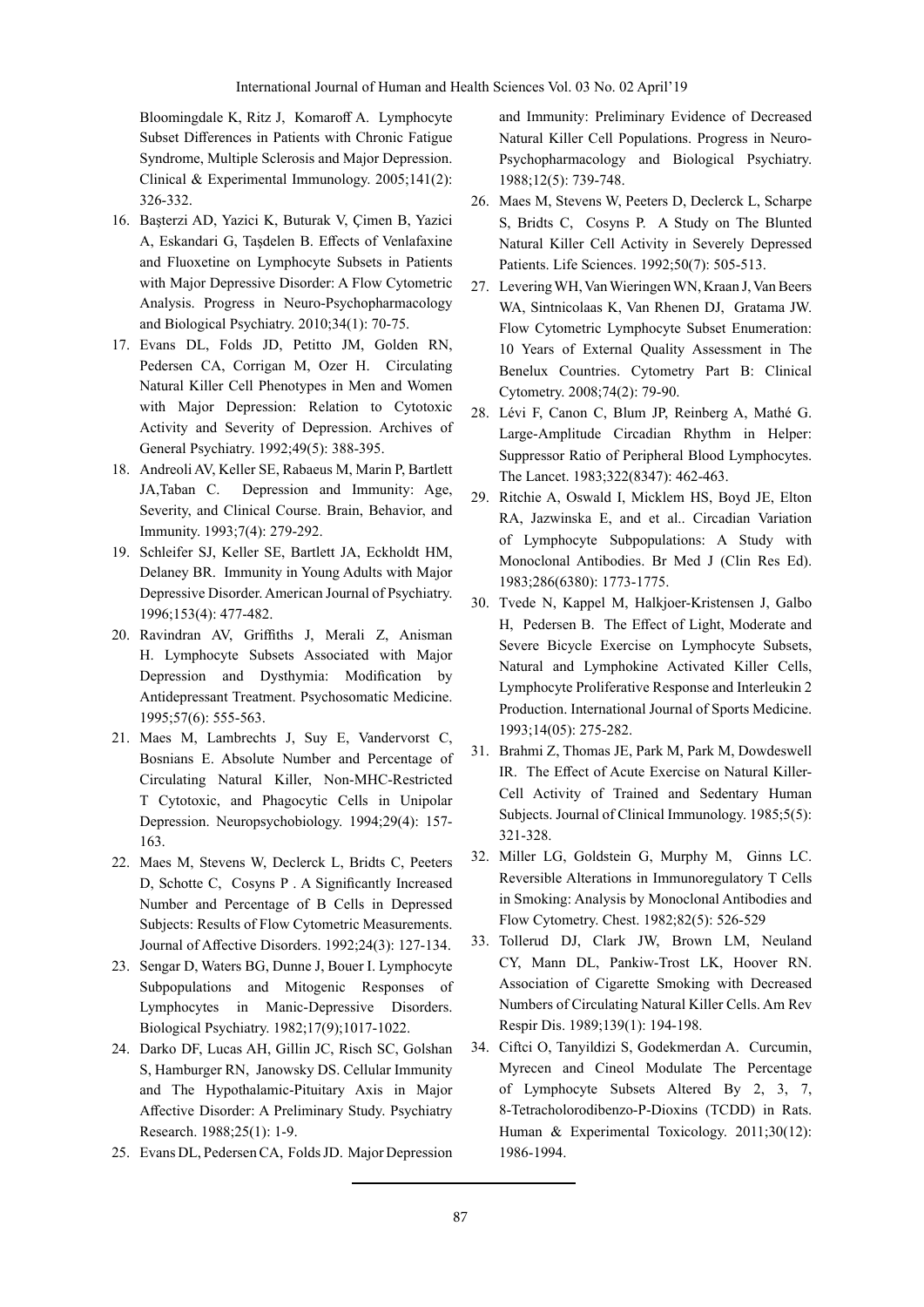Bloomingdale K, Ritz J, Komaroff A. Lymphocyte Subset Differences in Patients with Chronic Fatigue Syndrome, Multiple Sclerosis and Major Depression. Clinical & Experimental Immunology. 2005;141(2): 326-332.

16. Başterzi AD, Yazici K, Buturak V, Çimen B, Yazici A, Eskandari G, Taşdelen B. Effects of Venlafaxine and Fluoxetine on Lymphocyte Subsets in Patients with Major Depressive Disorder: A Flow Cytometric Analysis. Progress in Neuro-Psychopharmacology and Biological Psychiatry. 2010;34(1): 70-75.
17. Evans DL, Folds JD, Petitto JM, Golden RN, Pedersen CA, Corrigan M, Ozer H. Circulating Natural Killer Cell Phenotypes in Men and Women with Major Depression: Relation to Cytotoxic Activity and Severity of Depression. Archives of General Psychiatry. 1992;49(5): 388-395.
18. Andreoli AV, Keller SE, Rabaeus M, Marin P, Bartlett JA,Taban C. Depression and Immunity: Age, Severity, and Clinical Course. Brain, Behavior, and Immunity. 1993;7(4): 279-292.
19. Schleifer SJ, Keller SE, Bartlett JA, Eckholdt HM, Delaney BR. Immunity in Young Adults with Major Depressive Disorder. American Journal of Psychiatry. 1996;153(4): 477-482.
20. Ravindran AV, Griffiths J, Merali Z, Anisman H. Lymphocyte Subsets Associated with Major Depression and Dysthymia: Modification by Antidepressant Treatment. Psychosomatic Medicine. 1995;57(6): 555-563.
21. Maes M, Lambrechts J, Suy E, Vandervorst C, Bosnians E. Absolute Number and Percentage of Circulating Natural Killer, Non-MHC-Restricted T Cytotoxic, and Phagocytic Cells in Unipolar Depression. Neuropsychobiology. 1994;29(4): 157-163.
22. Maes M, Stevens W, Declerck L, Bridts C, Peeters D, Schotte C, Cosyns P . A Significantly Increased Number and Percentage of B Cells in Depressed Subjects: Results of Flow Cytometric Measurements. Journal of Affective Disorders. 1992;24(3): 127-134.
23. Sengar D, Waters BG, Dunne J, Bouer I. Lymphocyte Subpopulations and Mitogenic Responses of Lymphocytes in Manic-Depressive Disorders. Biological Psychiatry. 1982;17(9);1017-1022.
24. Darko DF, Lucas AH, Gillin JC, Risch SC, Golshan S, Hamburger RN, Janowsky DS. Cellular Immunity and The Hypothalamic-Pituitary Axis in Major Affective Disorder: A Preliminary Study. Psychiatry Research. 1988;25(1): 1-9.
25. Evans DL, Pedersen CA, Folds JD. Major Depression and Immunity: Preliminary Evidence of Decreased Natural Killer Cell Populations. Progress in Neuro-Psychopharmacology and Biological Psychiatry. 1988;12(5): 739-748.
26. Maes M, Stevens W, Peeters D, Declerck L, Scharpe S, Bridts C, Cosyns P. A Study on The Blunted Natural Killer Cell Activity in Severely Depressed Patients. Life Sciences. 1992;50(7): 505-513.
27. Levering WH, Van Wieringen WN, Kraan J, Van Beers WA, Sintnicolaas K, Van Rhenen DJ, Gratama JW. Flow Cytometric Lymphocyte Subset Enumeration: 10 Years of External Quality Assessment in The Benelux Countries. Cytometry Part B: Clinical Cytometry. 2008;74(2): 79-90.
28. Lévi F, Canon C, Blum JP, Reinberg A, Mathé G. Large-Amplitude Circadian Rhythm in Helper: Suppressor Ratio of Peripheral Blood Lymphocytes. The Lancet. 1983;322(8347): 462-463.
29. Ritchie A, Oswald I, Micklem HS, Boyd JE, Elton RA, Jazwinska E, and et al.. Circadian Variation of Lymphocyte Subpopulations: A Study with Monoclonal Antibodies. Br Med J (Clin Res Ed). 1983;286(6380): 1773-1775.
30. Tvede N, Kappel M, Halkjoer-Kristensen J, Galbo H, Pedersen B. The Effect of Light, Moderate and Severe Bicycle Exercise on Lymphocyte Subsets, Natural and Lymphokine Activated Killer Cells, Lymphocyte Proliferative Response and Interleukin 2 Production. International Journal of Sports Medicine. 1993;14(05): 275-282.
31. Brahmi Z, Thomas JE, Park M, Park M, Dowdeswell IR. The Effect of Acute Exercise on Natural Killer-Cell Activity of Trained and Sedentary Human Subjects. Journal of Clinical Immunology. 1985;5(5): 321-328.
32. Miller LG, Goldstein G, Murphy M, Ginns LC. Reversible Alterations in Immunoregulatory T Cells in Smoking: Analysis by Monoclonal Antibodies and Flow Cytometry. Chest. 1982;82(5): 526-529
33. Tollerud DJ, Clark JW, Brown LM, Neuland CY, Mann DL, Pankiw-Trost LK, Hoover RN. Association of Cigarette Smoking with Decreased Numbers of Circulating Natural Killer Cells. Am Rev Respir Dis. 1989;139(1): 194-198.
34. Ciftci O, Tanyildizi S, Godekmerdan A. Curcumin, Myrecen and Cineol Modulate The Percentage of Lymphocyte Subsets Altered By 2, 3, 7, 8-Tetracholorodibenzo-P-Dioxins (TCDD) in Rats. Human & Experimental Toxicology. 2011;30(12): 1986-1994.